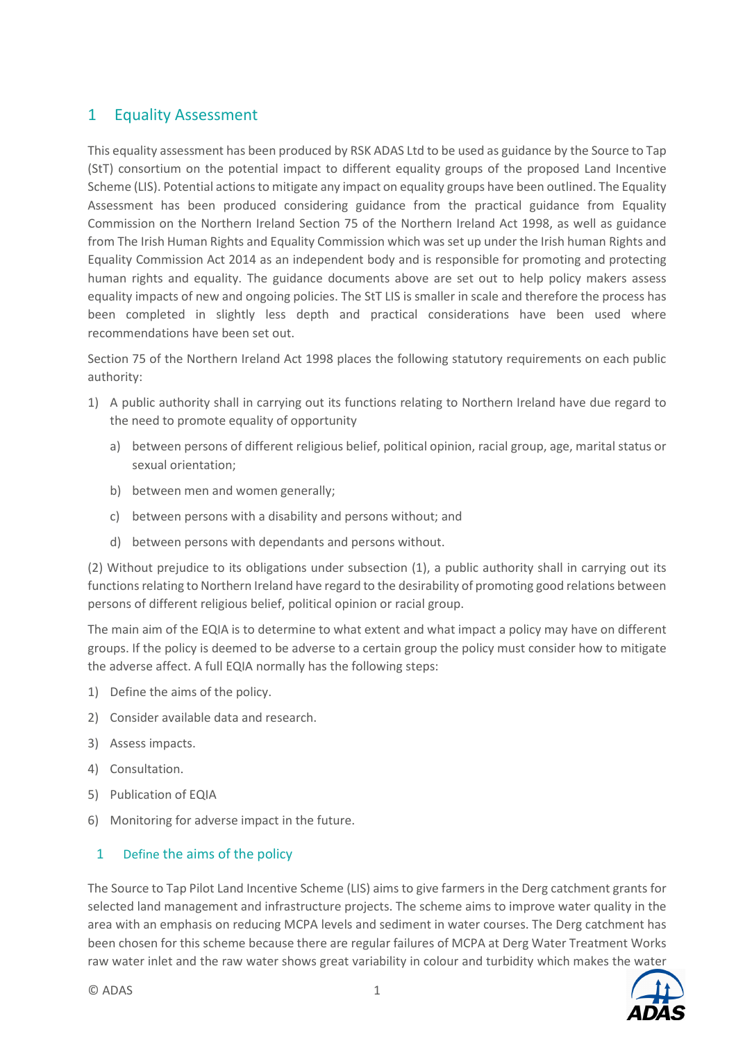# 1 Equality Assessment

This equality assessment has been produced by RSK ADAS Ltd to be used as guidance by the Source to Tap (StT) consortium on the potential impact to different equality groups of the proposed Land Incentive Scheme (LIS). Potential actions to mitigate any impact on equality groups have been outlined. The Equality Assessment has been produced considering guidance from the practical guidance from Equality Commission on the Northern Ireland Section 75 of the Northern Ireland Act 1998, as well as guidance from The Irish Human Rights and Equality Commission which was set up under the Irish human Rights and Equality Commission Act 2014 as an independent body and is responsible for promoting and protecting human rights and equality. The guidance documents above are set out to help policy makers assess equality impacts of new and ongoing policies. The StT LIS is smaller in scale and therefore the process has been completed in slightly less depth and practical considerations have been used where recommendations have been set out.

Section 75 of the Northern Ireland Act 1998 places the following statutory requirements on each public authority:

1) A public authority shall in carrying out its functions relating to Northern Ireland have due regard to the need to promote equality of opportunity
    a) between persons of different religious belief, political opinion, racial group, age, marital status or sexual orientation;
    b) between men and women generally;
    c) between persons with a disability and persons without; and
    d) between persons with dependants and persons without.

(2) Without prejudice to its obligations under subsection (1), a public authority shall in carrying out its functions relating to Northern Ireland have regard to the desirability of promoting good relations between persons of different religious belief, political opinion or racial group.

The main aim of the EQIA is to determine to what extent and what impact a policy may have on different groups. If the policy is deemed to be adverse to a certain group the policy must consider how to mitigate the adverse affect. A full EQIA normally has the following steps:

1) Define the aims of the policy.
2) Consider available data and research.
3) Assess impacts.
4) Consultation.
5) Publication of EQIA
6) Monitoring for adverse impact in the future.

## 1 Define the aims of the policy

The Source to Tap Pilot Land Incentive Scheme (LIS) aims to give farmers in the Derg catchment grants for selected land management and infrastructure projects. The scheme aims to improve water quality in the area with an emphasis on reducing MCPA levels and sediment in water courses. The Derg catchment has been chosen for this scheme because there are regular failures of MCPA at Derg Water Treatment Works raw water inlet and the raw water shows great variability in colour and turbidity which makes the water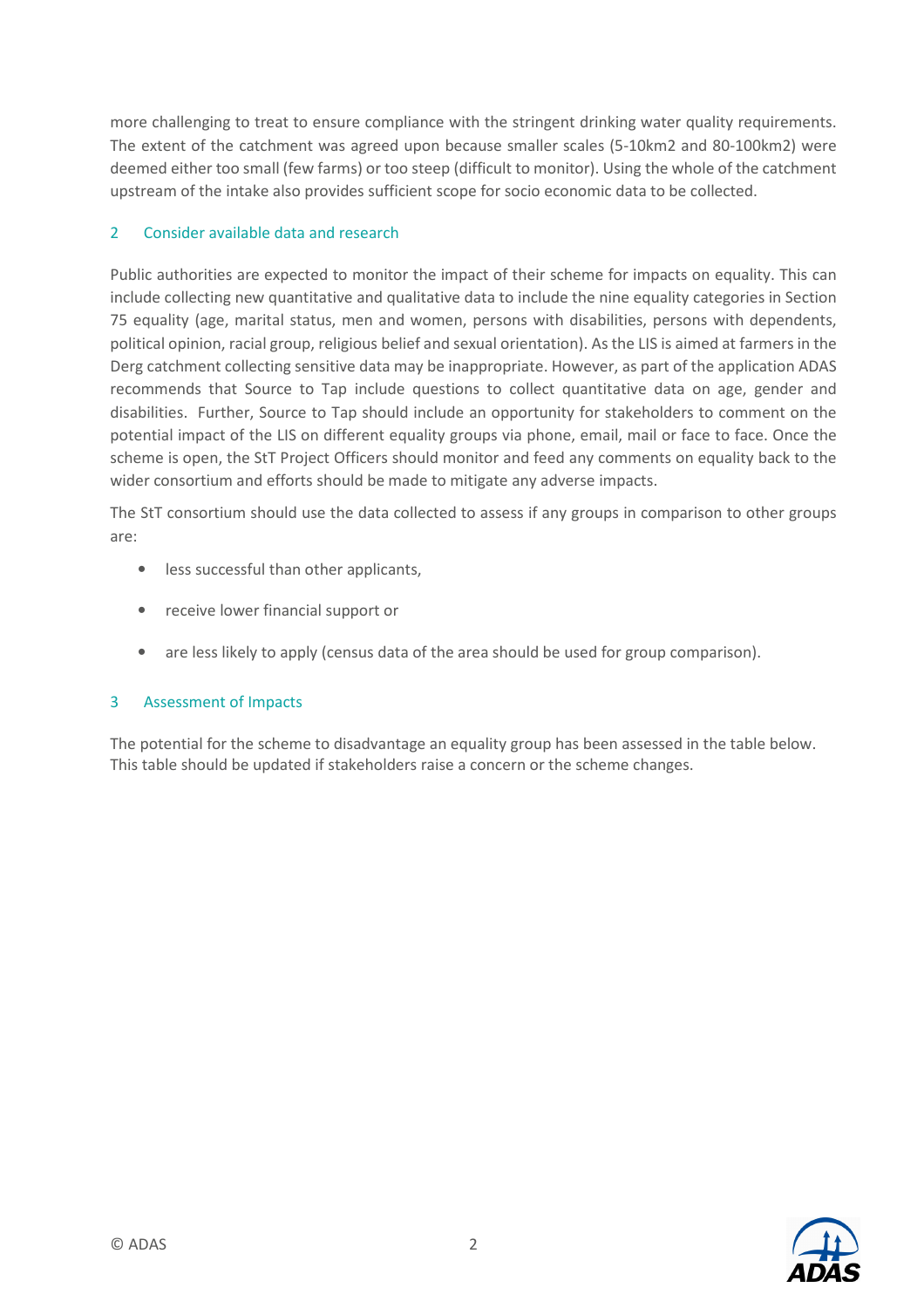more challenging to treat to ensure compliance with the stringent drinking water quality requirements. The extent of the catchment was agreed upon because smaller scales (5-10km2 and 80-100km2) were deemed either too small (few farms) or too steep (difficult to monitor). Using the whole of the catchment upstream of the intake also provides sufficient scope for socio economic data to be collected.

## 2 Consider available data and research

Public authorities are expected to monitor the impact of their scheme for impacts on equality. This can include collecting new quantitative and qualitative data to include the nine equality categories in Section 75 equality (age, marital status, men and women, persons with disabilities, persons with dependents, political opinion, racial group, religious belief and sexual orientation). As the LIS is aimed at farmers in the Derg catchment collecting sensitive data may be inappropriate. However, as part of the application ADAS recommends that Source to Tap include questions to collect quantitative data on age, gender and disabilities. Further, Source to Tap should include an opportunity for stakeholders to comment on the potential impact of the LIS on different equality groups via phone, email, mail or face to face. Once the scheme is open, the StT Project Officers should monitor and feed any comments on equality back to the wider consortium and efforts should be made to mitigate any adverse impacts.

The StT consortium should use the data collected to assess if any groups in comparison to other groups are:

- less successful than other applicants,
- receive lower financial support or
- are less likely to apply (census data of the area should be used for group comparison).

## 3 Assessment of Impacts

The potential for the scheme to disadvantage an equality group has been assessed in the table below. This table should be updated if stakeholders raise a concern or the scheme changes.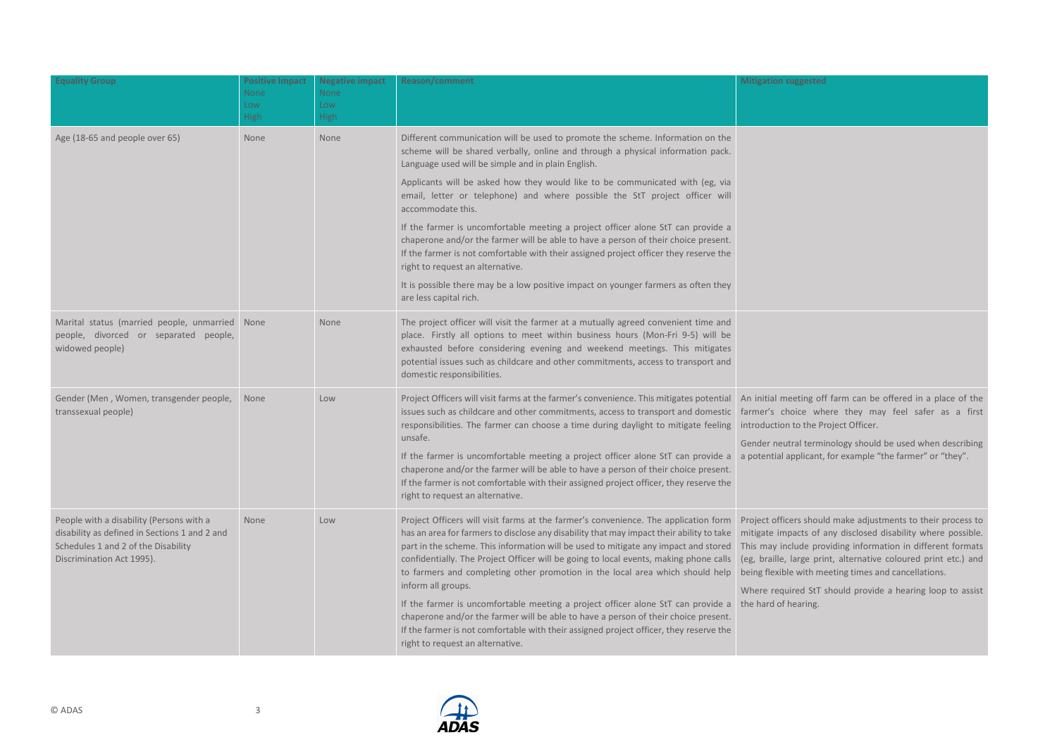| Equality Group | Positive Impact None Low High | Negative impact None Low High | Reason/comment | Mitigation suggested |
|---|---|---|---|---|
| Age (18-65 and people over 65) | None | None | Different communication will be used to promote the scheme. Information on the scheme will be shared verbally, online and through a physical information pack. Language used will be simple and in plain English.<br><br>Applicants will be asked how they would like to be communicated with (eg, via email, letter or telephone) and where possible the StT project officer will accommodate this.<br><br>If the farmer is uncomfortable meeting a project officer alone StT can provide a chaperone and/or the farmer will be able to have a person of their choice present. If the farmer is not comfortable with their assigned project officer they reserve the right to request an alternative.<br><br>It is possible there may be a low positive impact on younger farmers as often they are less capital rich. | |
| Marital status (married people, unmarried people, divorced or separated people, widowed people) | None | None | The project officer will visit the farmer at a mutually agreed convenient time and place. Firstly all options to meet within business hours (Mon-Fri 9-5) will be exhausted before considering evening and weekend meetings. This mitigates potential issues such as childcare and other commitments, access to transport and domestic responsibilities. | |
| Gender (Men , Women, transgender people, transsexual people) | None | Low | Project Officers will visit farms at the farmer's convenience. This mitigates potential issues such as childcare and other commitments, access to transport and domestic responsibilities. The farmer can choose a time during daylight to mitigate feeling unsafe.<br><br>If the farmer is uncomfortable meeting a project officer alone StT can provide a chaperone and/or the farmer will be able to have a person of their choice present. If the farmer is not comfortable with their assigned project officer, they reserve the right to request an alternative. | An initial meeting off farm can be offered in a place of the farmer's choice where they may feel safer as a first introduction to the Project Officer.<br><br>Gender neutral terminology should be used when describing a potential applicant, for example "the farmer" or "they". |
| People with a disability (Persons with a disability as defined in Sections 1 and 2 and Schedules 1 and 2 of the Disability Discrimination Act 1995). | None | Low | Project Officers will visit farms at the farmer's convenience. The application form has an area for farmers to disclose any disability that may impact their ability to take part in the scheme. This information will be used to mitigate any impact and stored confidentially. The Project Officer will be going to local events, making phone calls to farmers and completing other promotion in the local area which should help inform all groups.<br><br>If the farmer is uncomfortable meeting a project officer alone StT can provide a chaperone and/or the farmer will be able to have a person of their choice present. If the farmer is not comfortable with their assigned project officer, they reserve the right to request an alternative. | Project officers should make adjustments to their process to mitigate impacts of any disclosed disability where possible. This may include providing information in different formats (eg, braille, large print, alternative coloured print etc.) and being flexible with meeting times and cancellations.<br><br>Where required StT should provide a hearing loop to assist the hard of hearing. |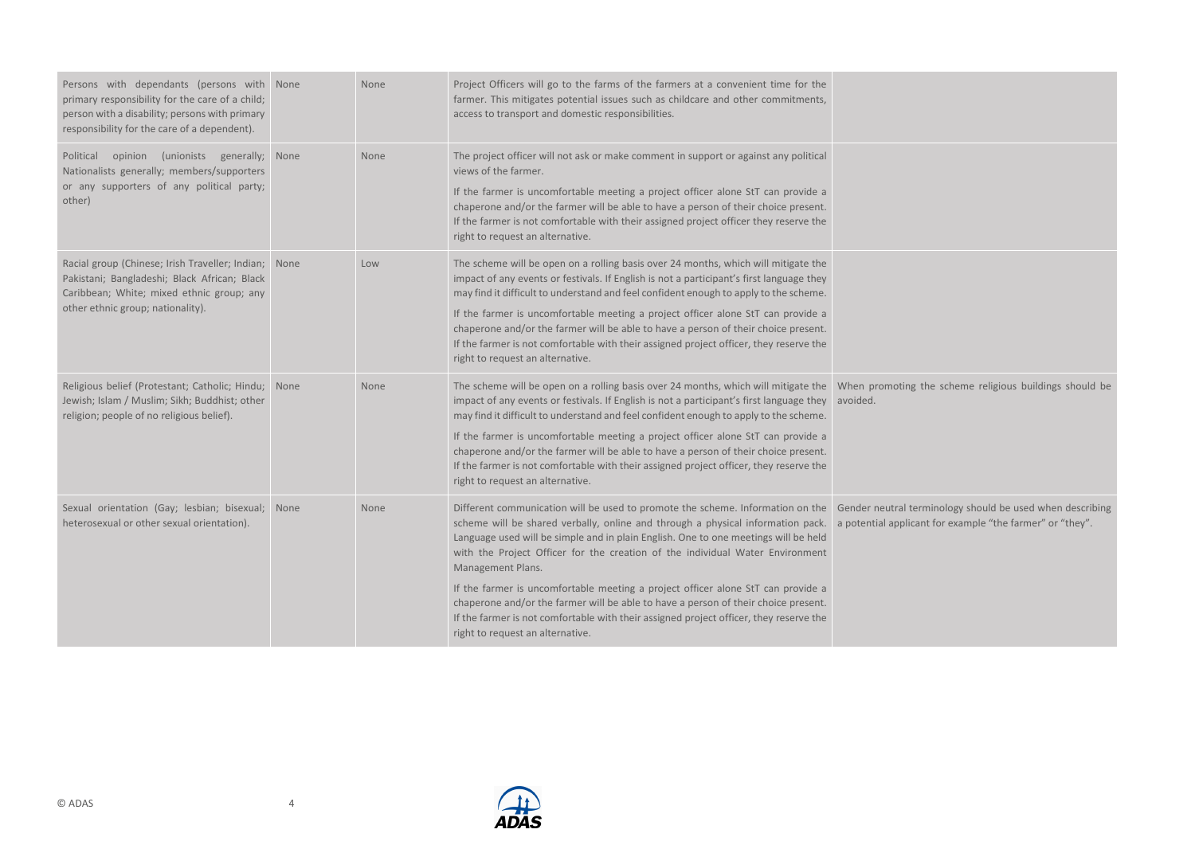| | | | | |
|---|---|---|---|---|
| Persons with dependants (persons with primary responsibility for the care of a child; person with a disability; persons with primary responsibility for the care of a dependent). | None | None | Project Officers will go to the farms of the farmers at a convenient time for the farmer. This mitigates potential issues such as childcare and other commitments, access to transport and domestic responsibilities. | |
| Political opinion (unionists generally; Nationalists generally; members/supporters or any supporters of any political party; other) | None | None | The project officer will not ask or make comment in support or against any political views of the farmer.<br><br>If the farmer is uncomfortable meeting a project officer alone StT can provide a chaperone and/or the farmer will be able to have a person of their choice present. If the farmer is not comfortable with their assigned project officer they reserve the right to request an alternative. | |
| Racial group (Chinese; Irish Traveller; Indian; Pakistani; Bangladeshi; Black African; Black Caribbean; White; mixed ethnic group; any other ethnic group; nationality). | None | Low | The scheme will be open on a rolling basis over 24 months, which will mitigate the impact of any events or festivals. If English is not a participant's first language they may find it difficult to understand and feel confident enough to apply to the scheme.<br><br>If the farmer is uncomfortable meeting a project officer alone StT can provide a chaperone and/or the farmer will be able to have a person of their choice present. If the farmer is not comfortable with their assigned project officer, they reserve the right to request an alternative. | |
| Religious belief (Protestant; Catholic; Hindu; Jewish; Islam / Muslim; Sikh; Buddhist; other religion; people of no religious belief). | None | None | The scheme will be open on a rolling basis over 24 months, which will mitigate the impact of any events or festivals. If English is not a participant's first language they may find it difficult to understand and feel confident enough to apply to the scheme.<br><br>If the farmer is uncomfortable meeting a project officer alone StT can provide a chaperone and/or the farmer will be able to have a person of their choice present. If the farmer is not comfortable with their assigned project officer, they reserve the right to request an alternative. | When promoting the scheme religious buildings should be avoided. |
| Sexual orientation (Gay; lesbian; bisexual; heterosexual or other sexual orientation). | None | None | Different communication will be used to promote the scheme. Information on the scheme will be shared verbally, online and through a physical information pack. Language used will be simple and in plain English. One to one meetings will be held with the Project Officer for the creation of the individual Water Environment Management Plans.<br><br>If the farmer is uncomfortable meeting a project officer alone StT can provide a chaperone and/or the farmer will be able to have a person of their choice present. If the farmer is not comfortable with their assigned project officer, they reserve the right to request an alternative. | Gender neutral terminology should be used when describing a potential applicant for example "the farmer" or "they". |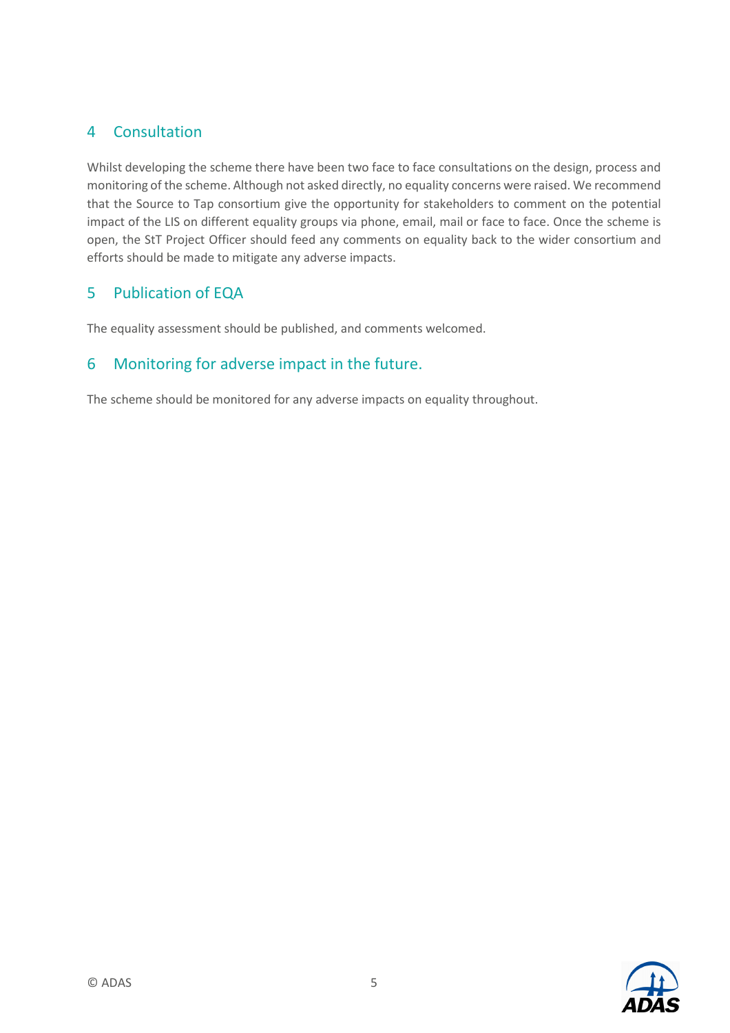## 4 Consultation

Whilst developing the scheme there have been two face to face consultations on the design, process and monitoring of the scheme. Although not asked directly, no equality concerns were raised. We recommend that the Source to Tap consortium give the opportunity for stakeholders to comment on the potential impact of the LIS on different equality groups via phone, email, mail or face to face. Once the scheme is open, the StT Project Officer should feed any comments on equality back to the wider consortium and efforts should be made to mitigate any adverse impacts.

## 5 Publication of EQA

The equality assessment should be published, and comments welcomed.

## 6 Monitoring for adverse impact in the future.

The scheme should be monitored for any adverse impacts on equality throughout.